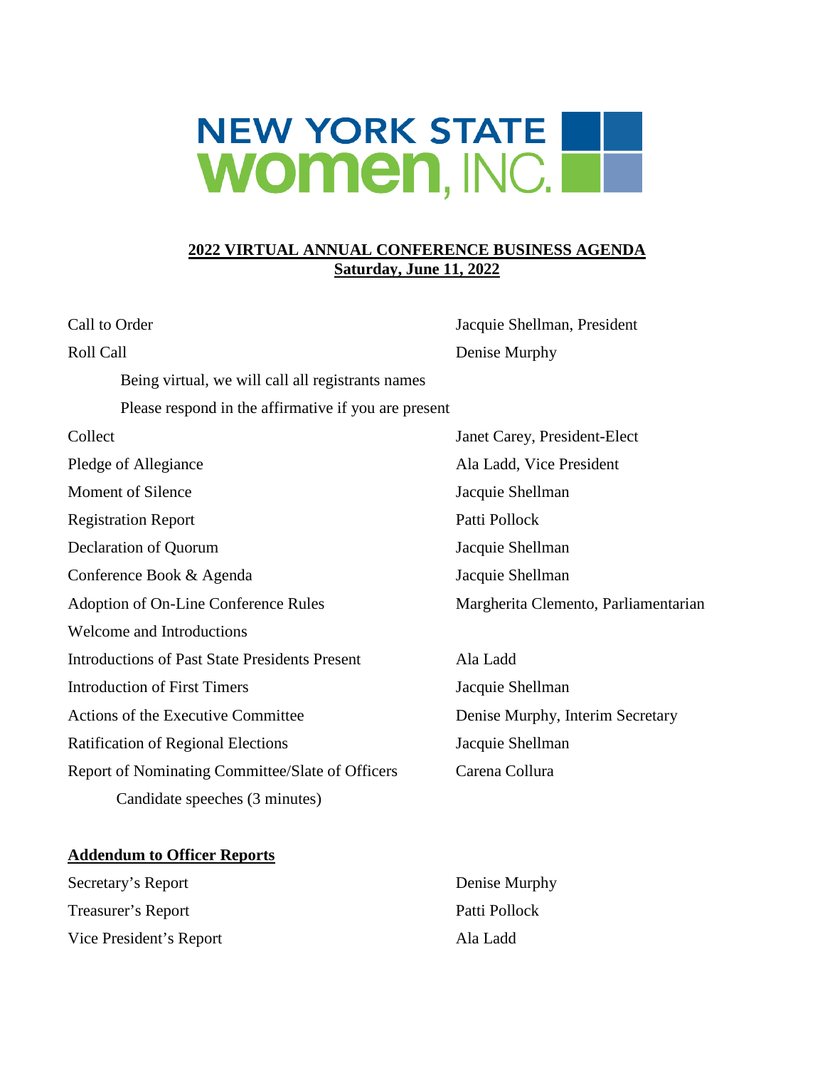# NEW YORK STATE women, INC.

## 2022 VIRTUAL ANNUAL CONFERENCE BUSINESS AGENDA
## Saturday, June 11, 2022

| | |
|---|---|
| Call to Order | Jacquie Shellman, President |
| Roll Call | Denise Murphy |
| Being virtual, we will call all registrants names | |
| Please respond in the affirmative if you are present | |
| Collect | Janet Carey, President-Elect |
| Pledge of Allegiance | Ala Ladd, Vice President |
| Moment of Silence | Jacquie Shellman |
| Registration Report | Patti Pollock |
| Declaration of Quorum | Jacquie Shellman |
| Conference Book & Agenda | Jacquie Shellman |
| Adoption of On-Line Conference Rules | Margherita Clemento, Parliamentarian |
| Welcome and Introductions | |
| Introductions of Past State Presidents Present | Ala Ladd |
| Introduction of First Timers | Jacquie Shellman |
| Actions of the Executive Committee | Denise Murphy, Interim Secretary |
| Ratification of Regional Elections | Jacquie Shellman |
| Report of Nominating Committee/Slate of Officers | Carena Collura |
| Candidate speeches (3 minutes) | |

**Addendum to Officer Reports**

| | |
|---|---|
| Secretary's Report | Denise Murphy |
| Treasurer's Report | Patti Pollock |
| Vice President's Report | Ala Ladd |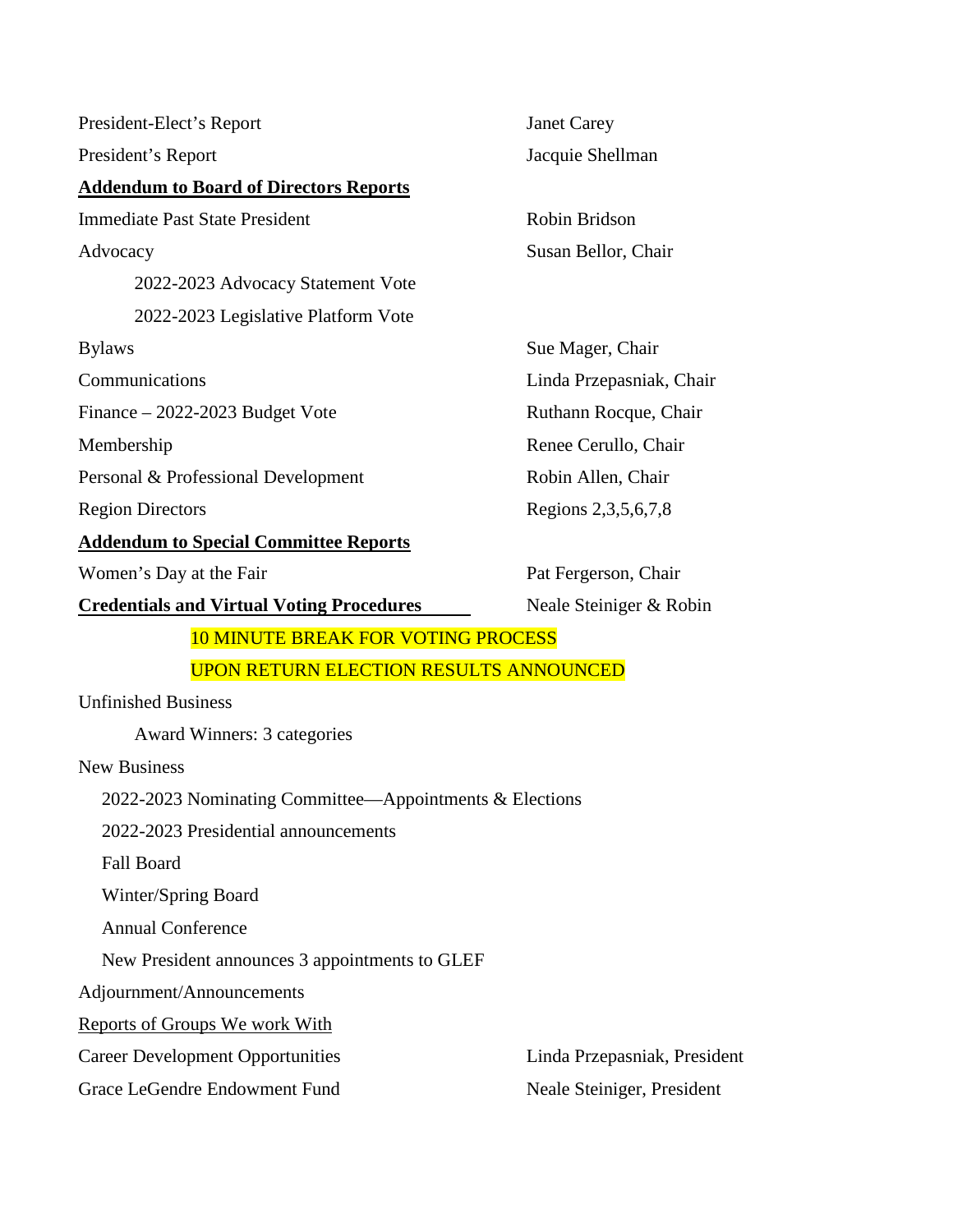| | |
|---|---|
| President-Elect's Report | Janet Carey |
| President's Report | Jacquie Shellman |
| **Addendum to Board of Directors Reports** | |
| Immediate Past State President | Robin Bridson |
| Advocacy | Susan Bellor, Chair |
| 2022-2023 Advocacy Statement Vote | |
| 2022-2023 Legislative Platform Vote | |
| Bylaws | Sue Mager, Chair |
| Communications | Linda Przepasniak, Chair |
| Finance – 2022-2023 Budget Vote | Ruthann Rocque, Chair |
| Membership | Renee Cerullo, Chair |
| Personal & Professional Development | Robin Allen, Chair |
| Region Directors | Regions 2,3,5,6,7,8 |
| **Addendum to Special Committee Reports** | |
| Women's Day at the Fair | Pat Fergerson, Chair |
| **Credentials and Virtual Voting Procedures** | Neale Steiniger & Robin |

10 MINUTE BREAK FOR VOTING PROCESS

UPON RETURN ELECTION RESULTS ANNOUNCED

Unfinished Business

- Award Winners: 3 categories

New Business

- 2022-2023 Nominating Committee—Appointments & Elections
- 2022-2023 Presidential announcements
- Fall Board
- Winter/Spring Board
- Annual Conference
- New President announces 3 appointments to GLEF

Adjournment/Announcements

Reports of Groups We work With

| | |
|---|---|
| Career Development Opportunities | Linda Przepasniak, President |
| Grace LeGendre Endowment Fund | Neale Steiniger, President |